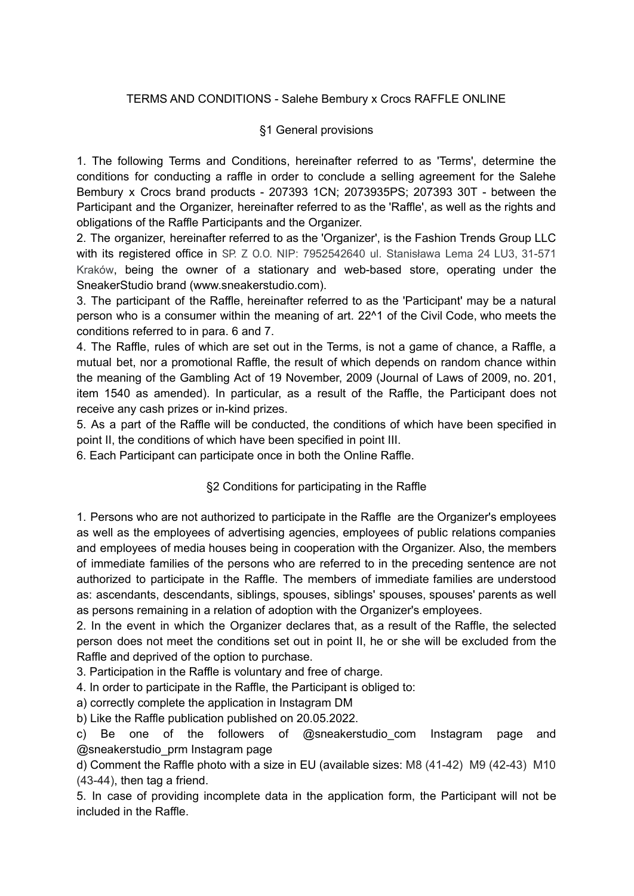# TERMS AND CONDITIONS - Salehe Bembury x Crocs RAFFLE ONLINE

## §1 General provisions

1. The following Terms and Conditions, hereinafter referred to as 'Terms', determine the conditions for conducting a raffle in order to conclude a selling agreement for the Salehe Bembury x Crocs brand products - 207393 1CN; 2073935PS; 207393 30T - between the Participant and the Organizer, hereinafter referred to as the 'Raffle', as well as the rights and obligations of the Raffle Participants and the Organizer.
2. The organizer, hereinafter referred to as the 'Organizer', is the Fashion Trends Group LLC with its registered office in SP. Z O.O. NIP: 7952542640 ul. Stanisława Lema 24 LU3, 31-571 Kraków, being the owner of a stationary and web-based store, operating under the SneakerStudio brand (www.sneakerstudio.com).
3. The participant of the Raffle, hereinafter referred to as the 'Participant' may be a natural person who is a consumer within the meaning of art. 22^1 of the Civil Code, who meets the conditions referred to in para. 6 and 7.
4. The Raffle, rules of which are set out in the Terms, is not a game of chance, a Raffle, a mutual bet, nor a promotional Raffle, the result of which depends on random chance within the meaning of the Gambling Act of 19 November, 2009 (Journal of Laws of 2009, no. 201, item 1540 as amended). In particular, as a result of the Raffle, the Participant does not receive any cash prizes or in-kind prizes.
5. As a part of the Raffle will be conducted, the conditions of which have been specified in point II, the conditions of which have been specified in point III.
6. Each Participant can participate once in both the Online Raffle.

## §2 Conditions for participating in the Raffle

1. Persons who are not authorized to participate in the Raffle are the Organizer's employees as well as the employees of advertising agencies, employees of public relations companies and employees of media houses being in cooperation with the Organizer. Also, the members of immediate families of the persons who are referred to in the preceding sentence are not authorized to participate in the Raffle. The members of immediate families are understood as: ascendants, descendants, siblings, spouses, siblings' spouses, spouses' parents as well as persons remaining in a relation of adoption with the Organizer's employees.
2. In the event in which the Organizer declares that, as a result of the Raffle, the selected person does not meet the conditions set out in point II, he or she will be excluded from the Raffle and deprived of the option to purchase.
3. Participation in the Raffle is voluntary and free of charge.
4. In order to participate in the Raffle, the Participant is obliged to:
   a) correctly complete the application in Instagram DM
   b) Like the Raffle publication published on 20.05.2022.
   c) Be one of the followers of @sneakerstudio_com Instagram page and @sneakerstudio_prm Instagram page
   d) Comment the Raffle photo with a size in EU (available sizes: M8 (41-42) M9 (42-43) M10 (43-44), then tag a friend.
5. In case of providing incomplete data in the application form, the Participant will not be included in the Raffle.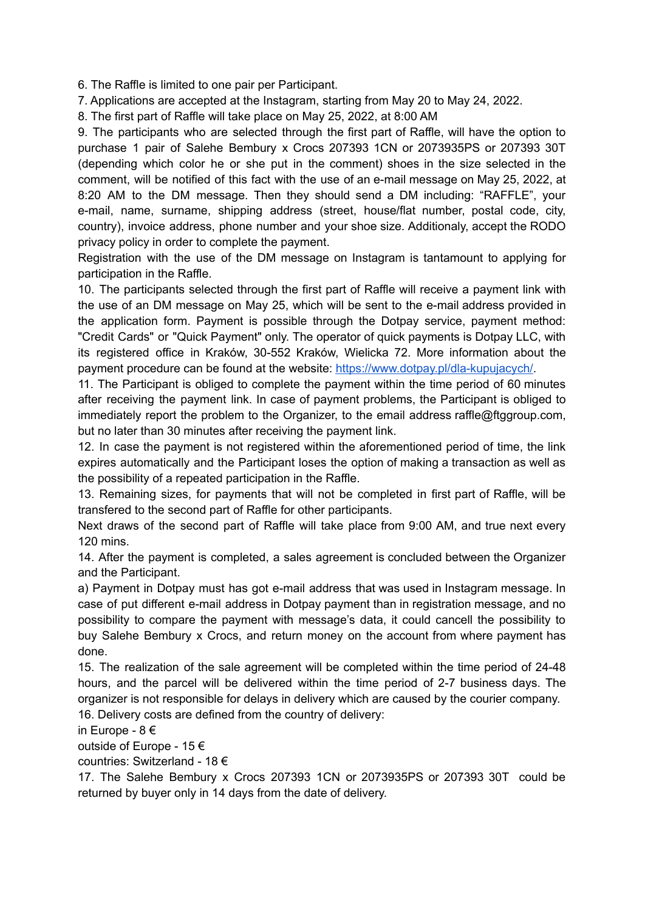6. The Raffle is limited to one pair per Participant.

7. Applications are accepted at the Instagram, starting from May 20 to May 24, 2022.

8. The first part of Raffle will take place on May 25, 2022, at 8:00 AM

9. The participants who are selected through the first part of Raffle, will have the option to purchase 1 pair of Salehe Bembury x Crocs 207393 1CN or 2073935PS or 207393 30T (depending which color he or she put in the comment) shoes in the size selected in the comment, will be notified of this fact with the use of an e-mail message on May 25, 2022, at 8:20 AM to the DM message. Then they should send a DM including: “RAFFLE”, your e-mail, name, surname, shipping address (street, house/flat number, postal code, city, country), invoice address, phone number and your shoe size. Additionaly, accept the RODO privacy policy in order to complete the payment.

Registration with the use of the DM message on Instagram is tantamount to applying for participation in the Raffle.

10. The participants selected through the first part of Raffle will receive a payment link with the use of an DM message on May 25, which will be sent to the e-mail address provided in the application form. Payment is possible through the Dotpay service, payment method: "Credit Cards" or "Quick Payment" only. The operator of quick payments is Dotpay LLC, with its registered office in Kraków, 30-552 Kraków, Wielicka 72. More information about the payment procedure can be found at the website: [https://www.dotpay.pl/dla-kupujacych/](https://www.dotpay.pl/dla-kupujacych/).

11. The Participant is obliged to complete the payment within the time period of 60 minutes after receiving the payment link. In case of payment problems, the Participant is obliged to immediately report the problem to the Organizer, to the email address raffle@ftggroup.com, but no later than 30 minutes after receiving the payment link.

12. In case the payment is not registered within the aforementioned period of time, the link expires automatically and the Participant loses the option of making a transaction as well as the possibility of a repeated participation in the Raffle.

13. Remaining sizes, for payments that will not be completed in first part of Raffle, will be transfered to the second part of Raffle for other participants.

Next draws of the second part of Raffle will take place from 9:00 AM, and true next every 120 mins.

14. After the payment is completed, a sales agreement is concluded between the Organizer and the Participant.

a) Payment in Dotpay must has got e-mail address that was used in Instagram message. In case of put different e-mail address in Dotpay payment than in registration message, and no possibility to compare the payment with message’s data, it could cancell the possibility to buy Salehe Bembury x Crocs, and return money on the account from where payment has done.

15. The realization of the sale agreement will be completed within the time period of 24-48 hours, and the parcel will be delivered within the time period of 2-7 business days. The organizer is not responsible for delays in delivery which are caused by the courier company.

16. Delivery costs are defined from the country of delivery:

in Europe - 8 €

outside of Europe - 15 €

countries: Switzerland - 18 €

17. The Salehe Bembury x Crocs 207393 1CN or 2073935PS or 207393 30T could be returned by buyer only in 14 days from the date of delivery.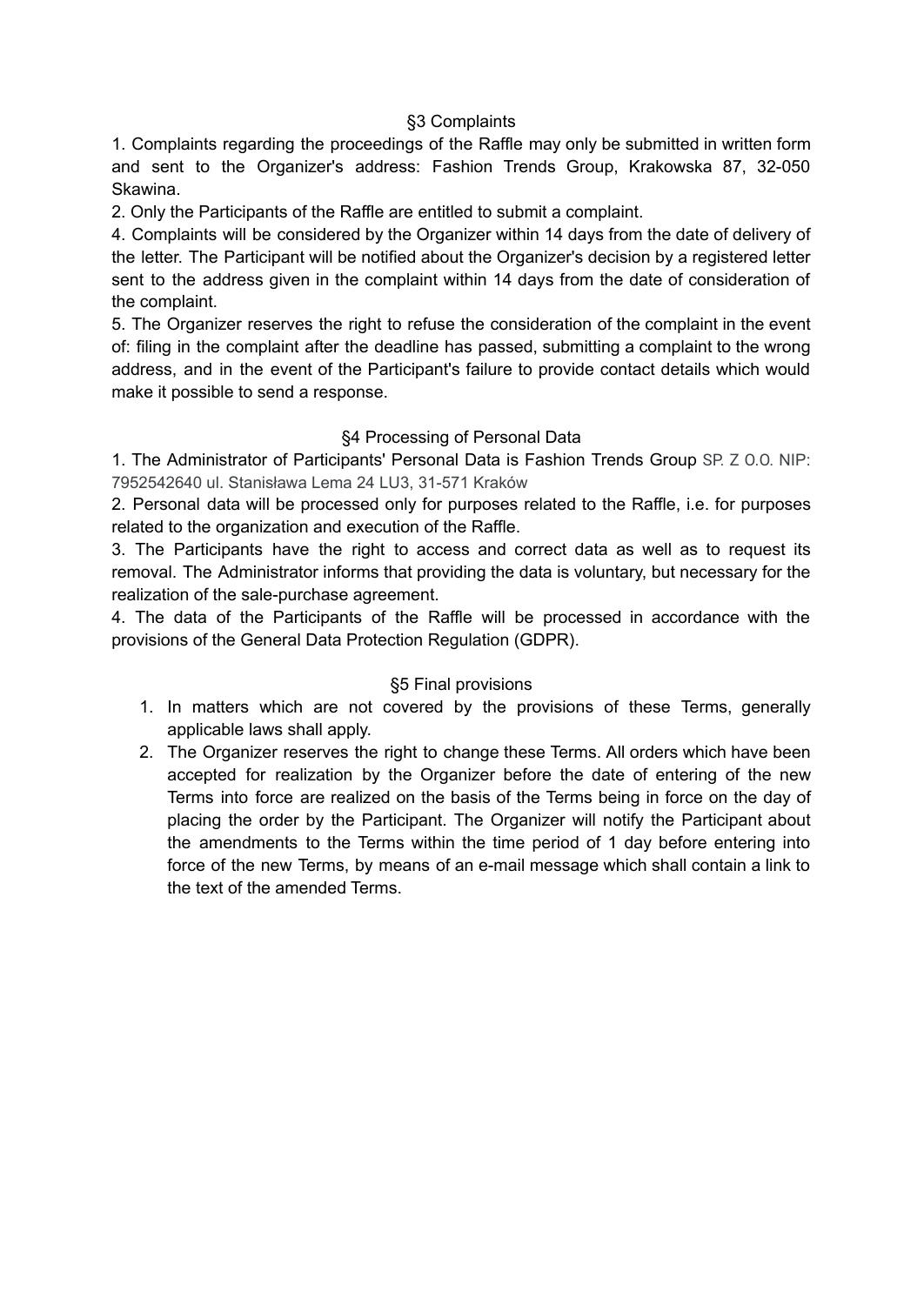## §3 Complaints

1. Complaints regarding the proceedings of the Raffle may only be submitted in written form and sent to the Organizer's address: Fashion Trends Group, Krakowska 87, 32-050 Skawina.

2. Only the Participants of the Raffle are entitled to submit a complaint.

4. Complaints will be considered by the Organizer within 14 days from the date of delivery of the letter. The Participant will be notified about the Organizer's decision by a registered letter sent to the address given in the complaint within 14 days from the date of consideration of the complaint.

5. The Organizer reserves the right to refuse the consideration of the complaint in the event of: filing in the complaint after the deadline has passed, submitting a complaint to the wrong address, and in the event of the Participant's failure to provide contact details which would make it possible to send a response.

## §4 Processing of Personal Data

1. The Administrator of Participants' Personal Data is Fashion Trends Group SP. Z O.O. NIP: 7952542640 ul. Stanisława Lema 24 LU3, 31-571 Kraków

2. Personal data will be processed only for purposes related to the Raffle, i.e. for purposes related to the organization and execution of the Raffle.

3. The Participants have the right to access and correct data as well as to request its removal. The Administrator informs that providing the data is voluntary, but necessary for the realization of the sale-purchase agreement.

4. The data of the Participants of the Raffle will be processed in accordance with the provisions of the General Data Protection Regulation (GDPR).

## §5 Final provisions

1. In matters which are not covered by the provisions of these Terms, generally applicable laws shall apply.
2. The Organizer reserves the right to change these Terms. All orders which have been accepted for realization by the Organizer before the date of entering of the new Terms into force are realized on the basis of the Terms being in force on the day of placing the order by the Participant. The Organizer will notify the Participant about the amendments to the Terms within the time period of 1 day before entering into force of the new Terms, by means of an e-mail message which shall contain a link to the text of the amended Terms.